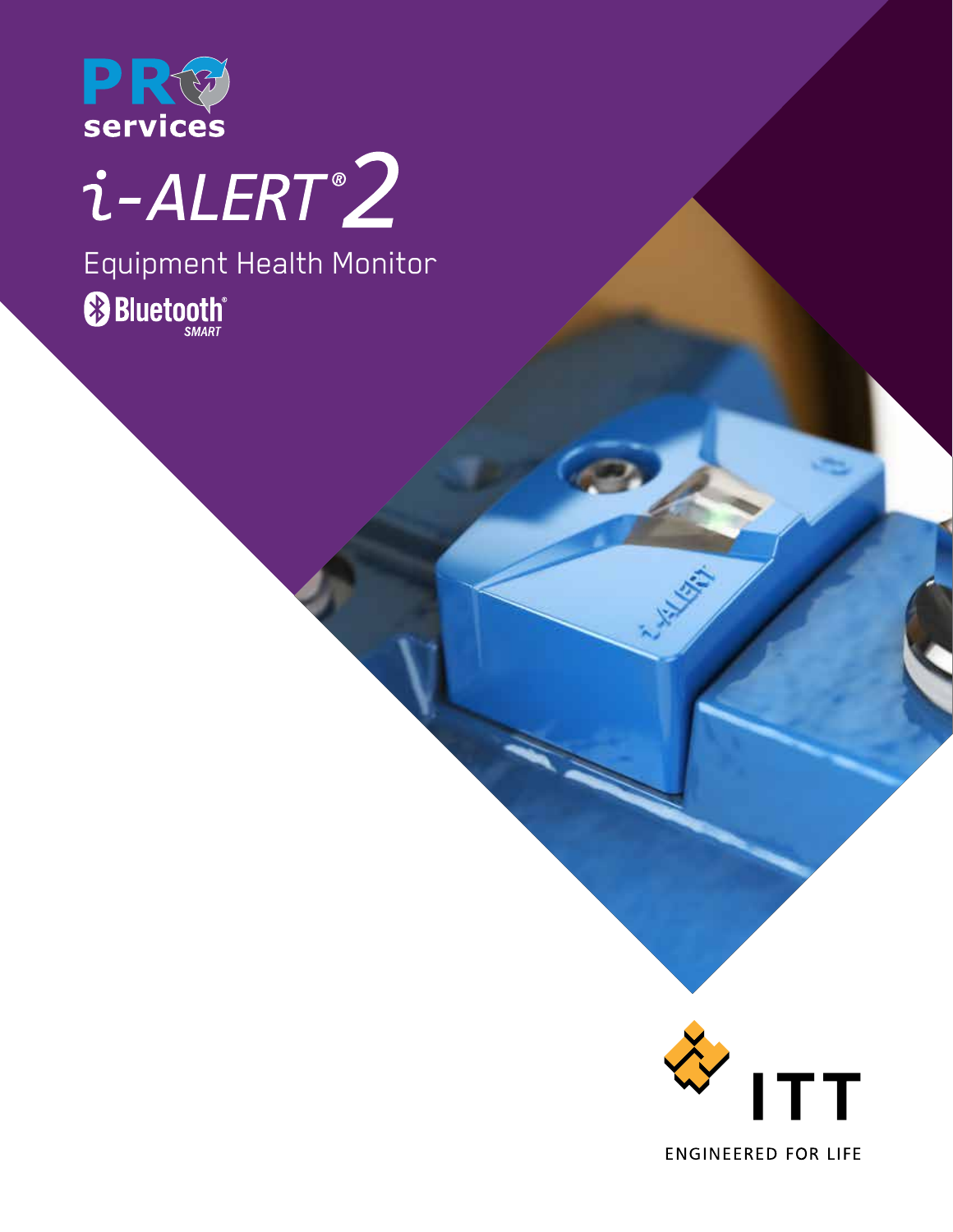PRO services

# i-ALERT® 2

## Equipment Health Monitor

Bluetooth® SMART

ITT

ENGINEERED FOR LIFE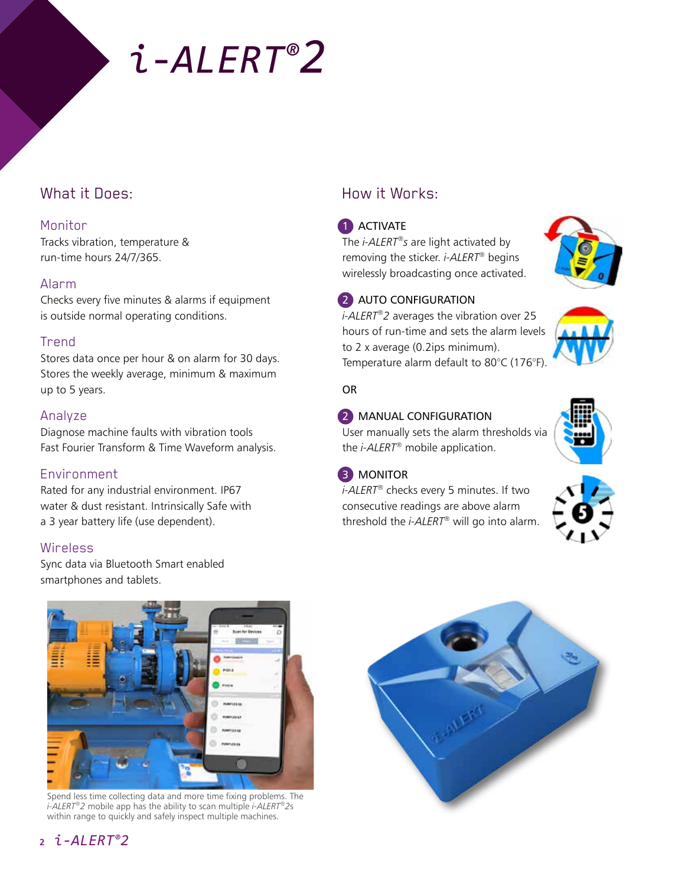# *i-ALERT®2*

## What it Does:

### Monitor

Tracks vibration, temperature & run-time hours 24/7/365.

### Alarm

Checks every five minutes & alarms if equipment is outside normal operating conditions.

### Trend

Stores data once per hour & on alarm for 30 days. Stores the weekly average, minimum & maximum up to 5 years.

### Analyze

Diagnose machine faults with vibration tools Fast Fourier Transform & Time Waveform analysis.

### Environment

Rated for any industrial environment. IP67 water & dust resistant. Intrinsically Safe with a 3 year battery life (use dependent).

### Wireless

Sync data via Bluetooth Smart enabled smartphones and tablets.

## How it Works:

**1 ACTIVATE**

The *i-ALERT®s* are light activated by removing the sticker. *i-ALERT®* begins wirelessly broadcasting once activated.

**2 AUTO CONFIGURATION**

*i-ALERT®2* averages the vibration over 25 hours of run-time and sets the alarm levels to 2 x average (0.2ips minimum). Temperature alarm default to 80°C (176°F).

OR

**2 MANUAL CONFIGURATION**

User manually sets the alarm thresholds via the *i-ALERT®* mobile application.

**3 MONITOR**

*i-ALERT®* checks every 5 minutes. If two consecutive readings are above alarm threshold the *i-ALERT®* will go into alarm.

Spend less time collecting data and more time fixing problems. The *i-ALERT®2* mobile app has the ability to scan multiple *i-ALERT®2s* within range to quickly and safely inspect multiple machines.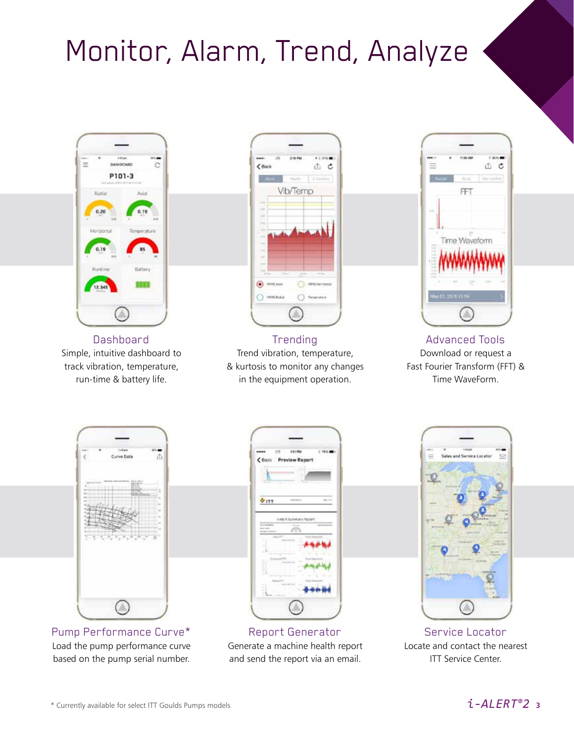# Monitor, Alarm, Trend, Analyze

### Dashboard

Simple, intuitive dashboard to track vibration, temperature, run-time & battery life.

### Trending

Trend vibration, temperature, & kurtosis to monitor any changes in the equipment operation.

### Advanced Tools

Download or request a Fast Fourier Transform (FFT) & Time WaveForm.

### Pump Performance Curve*

Load the pump performance curve based on the pump serial number.

### Report Generator

Generate a machine health report and send the report via an email.

### Service Locator

Locate and contact the nearest ITT Service Center.

* Currently available for select ITT Goulds Pumps models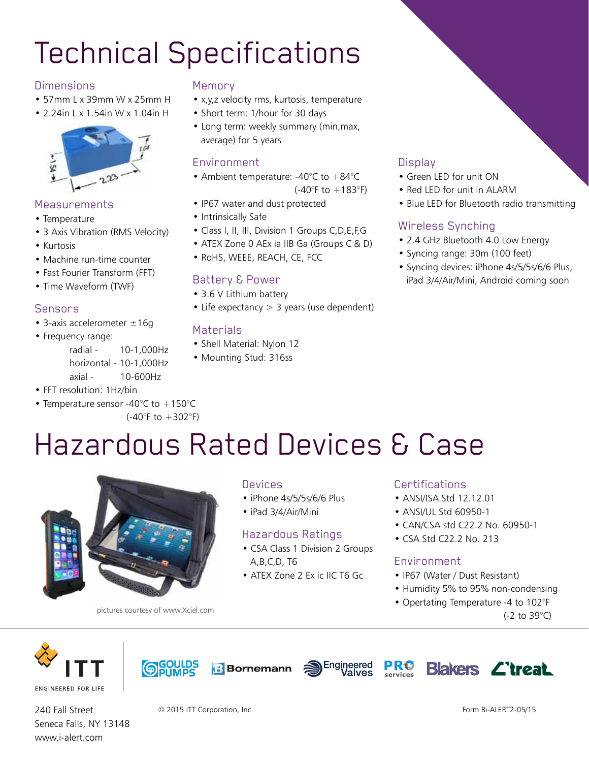# Technical Specifications

## Dimensions

- 57mm L x 39mm W x 25mm H
- 2.24in L x 1.54in W x 1.04in H

## Measurements

- Temperature
- 3 Axis Vibration (RMS Velocity)
- Kurtosis
- Machine run-time counter
- Fast Fourier Transform (FFT)
- Time Waveform (TWF)

## Sensors

- 3-axis accelerometer ±16g
- Frequency range:
  - radial - 10-1,000Hz
  - horizontal - 10-1,000Hz
  - axial - 10-600Hz
- FFT resolution: 1Hz/bin
- Temperature sensor -40°C to +150°C (-40°F to +302°F)

## Memory

- x,y,z velocity rms, kurtosis, temperature
- Short term: 1/hour for 30 days
- Long term: weekly summary (min,max, average) for 5 years

## Environment

- Ambient temperature: -40°C to +84°C (-40°F to +183°F)
- IP67 water and dust protected
- Intrinsically Safe
- Class I, II, III, Division 1 Groups C,D,E,F,G
- ATEX Zone 0 AEx ia IIB Ga (Groups C & D)
- RoHS, WEEE, REACH, CE, FCC

## Battery & Power

- 3.6 V Lithium battery
- Life expectancy > 3 years (use dependent)

## Materials

- Shell Material: Nylon 12
- Mounting Stud: 316ss

## Display

- Green LED for unit ON
- Red LED for unit in ALARM
- Blue LED for Bluetooth radio transmitting

## Wireless Synching

- 2.4 GHz Bluetooth 4.0 Low Energy
- Syncing range: 30m (100 feet)
- Syncing devices: iPhone 4s/5/5s/6/6 Plus, iPad 3/4/Air/Mini, Android coming soon

# Hazardous Rated Devices & Case

pictures courtesy of www.Xciel.com

## Devices

- iPhone 4s/5/5s/6/6 Plus
- iPad 3/4/Air/Mini

## Hazardous Ratings

- CSA Class 1 Division 2 Groups A,B,C,D, T6
- ATEX Zone 2 Ex ic IIC T6 Gc

## Certifications

- ANSI/ISA Std 12.12.01
- ANSI/UL Std 60950-1
- CAN/CSA std C22.2 No. 60950-1
- CSA Std C22.2 No. 213

## Environment

- IP67 (Water / Dust Resistant)
- Humidity 5% to 95% non-condensing
- Opertating Temperature -4 to 102°F (-2 to 39°C)

ITT ENGINEERED FOR LIFE

GOULDS PUMPS | Bornemann | Engineered Valves | PRO services | Blakers | C'treat

240 Fall Street
Seneca Falls, NY 13148
www.i-alert.com

© 2015 ITT Corporation, Inc.

Form Bi-ALERT2-05/15